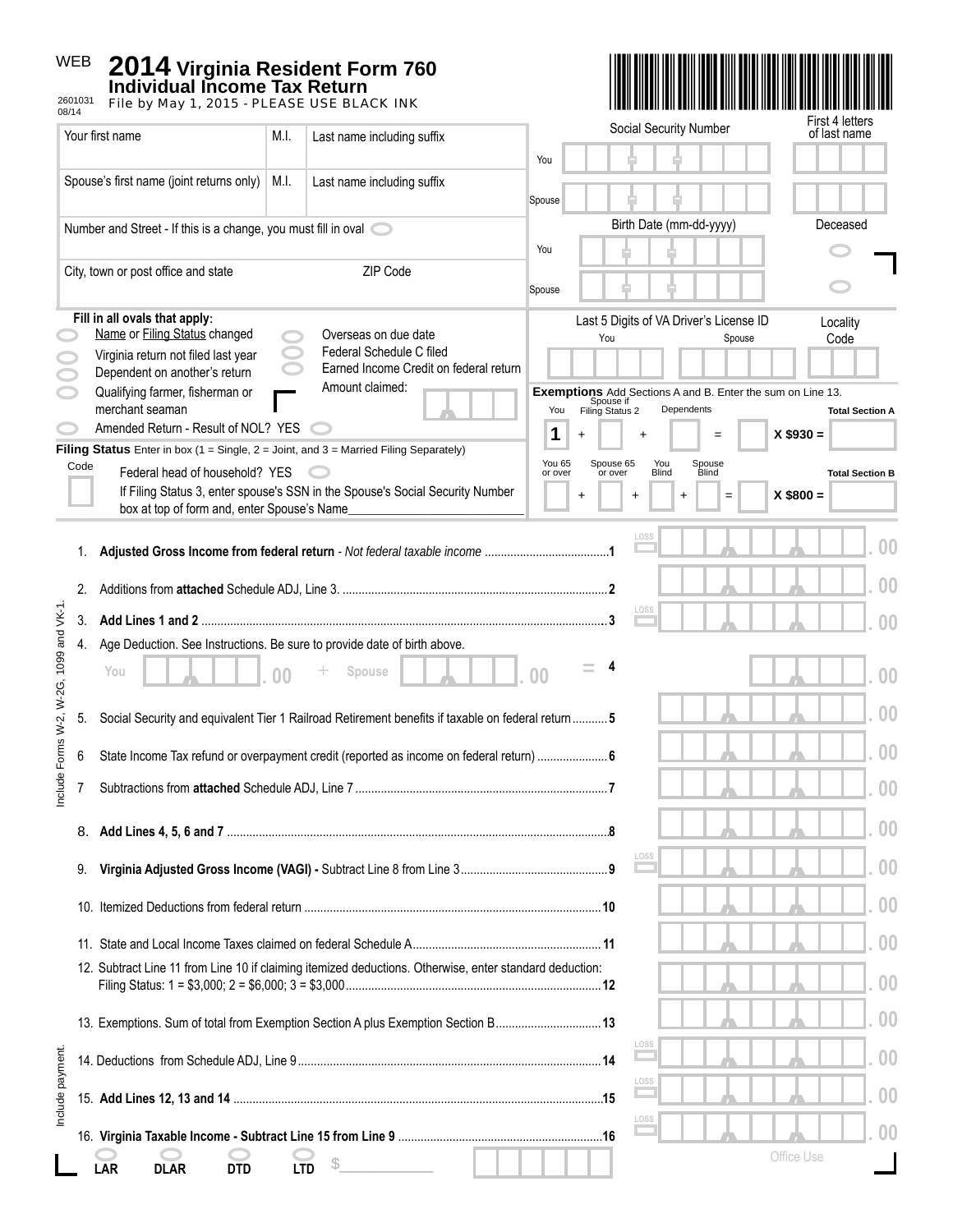WEB

# 2014 Virginia Resident Form 760
## Individual Income Tax Return

2601031
08/14

File by May 1, 2015 - PLEASE USE BLACK INK

| Your first name | M.I. | Last name including suffix |
|---|---|---|
| Spouse's first name (joint returns only) | M.I. | Last name including suffix |

Number and Street - If this is a change, you must fill in oval

City, town or post office and state — ZIP Code

| | Social Security Number | First 4 letters of last name |
|---|---|---|
| You | | |
| Spouse | | |

| | Birth Date (mm-dd-yyyy) | Deceased |
|---|---|---|
| You | | |
| Spouse | | |

**Fill in all ovals that apply:**

- Name or Filing Status changed
- Virginia return not filed last year
- Dependent on another's return
- Qualifying farmer, fisherman or merchant seaman
- Amended Return - Result of NOL? YES
- Overseas on due date
- Federal Schedule C filed
- Earned Income Credit on federal return
- Amount claimed:

| Last 5 Digits of VA Driver's License ID | | Locality Code |
|---|---|---|
| You | Spouse | |

**Filing Status** Enter in box (1 = Single, 2 = Joint, and 3 = Married Filing Separately)

Code

Federal head of household? YES

If Filing Status 3, enter spouse's SSN in the Spouse's Social Security Number box at top of form and, enter Spouse's Name___________________________

**Exemptions** Add Sections A and B. Enter the sum on Line 13.

You 1 + Spouse if Filing Status 2 + Dependents = ____ X $930 = Total Section A

You 65 or over + Spouse 65 or over + You Blind + Spouse Blind = ____ X $800 = Total Section B

1. **Adjusted Gross Income from federal return** - *Not federal taxable income* ....1 (LOSS) .00
2. Additions from **attached** Schedule ADJ, Line 3. ....2 .00
3. **Add Lines 1 and 2** ....3 (LOSS) .00
4. Age Deduction. See Instructions. Be sure to provide date of birth above.
   You .00 + Spouse .00 = 4 .00
5. Social Security and equivalent Tier 1 Railroad Retirement benefits if taxable on federal return ....5 .00
6. State Income Tax refund or overpayment credit (reported as income on federal return) ....6 .00
7. Subtractions from **attached** Schedule ADJ, Line 7 ....7 .00
8. **Add Lines 4, 5, 6 and 7** ....8 .00
9. **Virginia Adjusted Gross Income (VAGI) -** Subtract Line 8 from Line 3 ....9 (LOSS) .00
10. Itemized Deductions from federal return ....10 .00
11. State and Local Income Taxes claimed on federal Schedule A ....11 .00
12. Subtract Line 11 from Line 10 if claiming itemized deductions. Otherwise, enter standard deduction: Filing Status: 1 = $3,000; 2 = $6,000; 3 = $3,000 ....12 .00
13. Exemptions. Sum of total from Exemption Section A plus Exemption Section B ....13 .00
14. Deductions from Schedule ADJ, Line 9 ....14 (LOSS) .00
15. **Add Lines 12, 13 and 14** ....15 (LOSS) .00
16. **Virginia Taxable Income - Subtract Line 15 from Line 9** ....16 (LOSS) .00

Include Forms W-2, W-2G, 1099 and VK-1.

Include payment.

LAR DLAR DTD LTD $____________ Office Use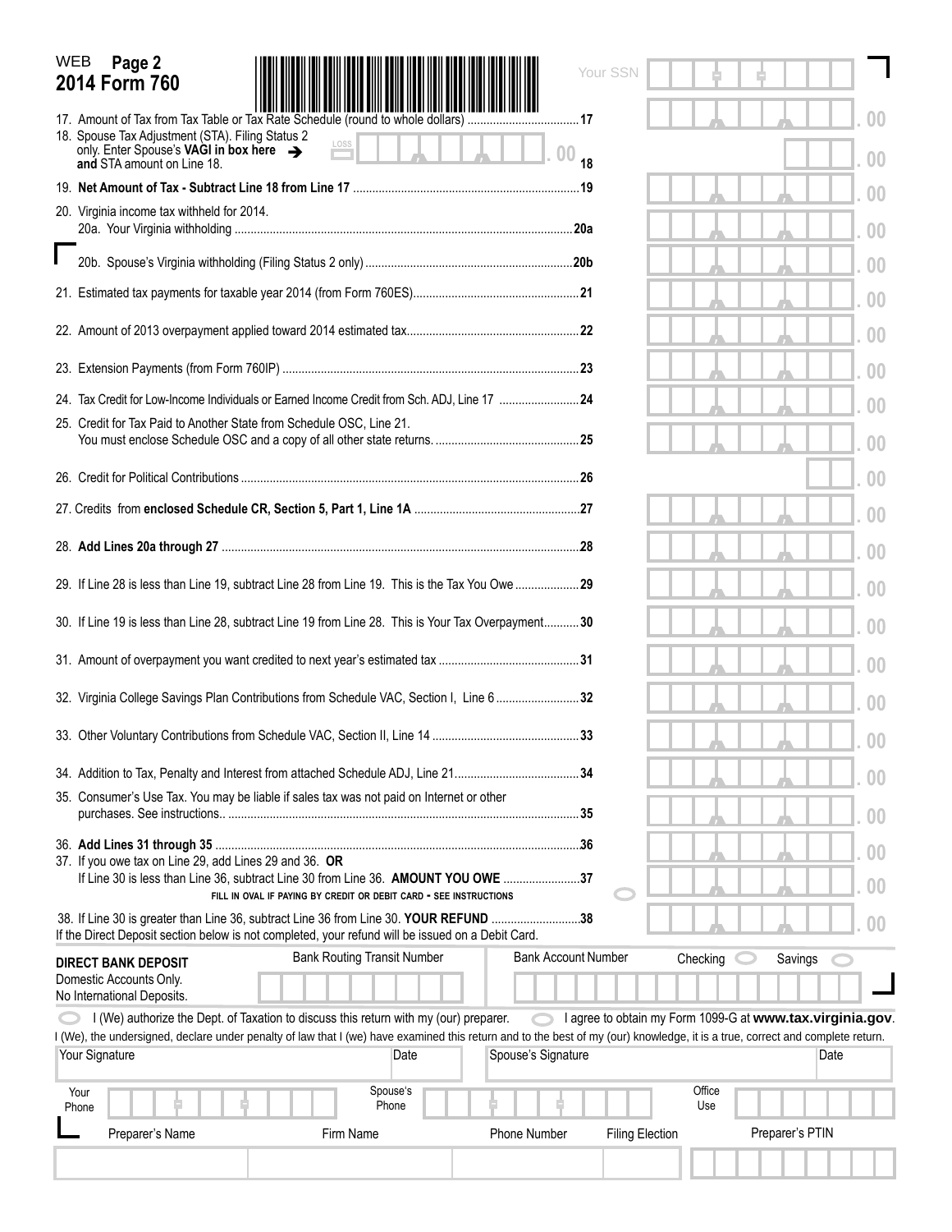WEB **Page 2**
**2014 Form 760**

Your SSN

17. Amount of Tax from Tax Table or Tax Rate Schedule (round to whole dollars) ....................................17 .00
18. Spouse Tax Adjustment (STA). Filing Status 2 only. Enter Spouse's **VAGI in box here** ➔ LOSS .00 **and** STA amount on Line 18. 18 .00
19. **Net Amount of Tax - Subtract Line 18 from Line 17** ....................................................................19 .00
20. Virginia income tax withheld for 2014.
    20a. Your Virginia withholding ....................................................................................................20a .00
    20b. Spouse's Virginia withholding (Filing Status 2 only) ..............................................................20b .00
21. Estimated tax payments for taxable year 2014 (from Form 760ES)...................................................21 .00
22. Amount of 2013 overpayment applied toward 2014 estimated tax.....................................................22 .00
23. Extension Payments (from Form 760IP) ............................................................................................23 .00
24. Tax Credit for Low-Income Individuals or Earned Income Credit from Sch. ADJ, Line 17 .........................24 .00
25. Credit for Tax Paid to Another State from Schedule OSC, Line 21. You must enclose Schedule OSC and a copy of all other state returns. ............................................25 .00
26. Credit for Political Contributions .........................................................................................................26 .00
27. Credits from **enclosed Schedule CR, Section 5, Part 1, Line 1A** ..................................................27 .00
28. **Add Lines 20a through 27** ...............................................................................................................28 .00
29. If Line 28 is less than Line 19, subtract Line 28 from Line 19. This is the Tax You Owe ....................29 .00
30. If Line 19 is less than Line 28, subtract Line 19 from Line 28. This is Your Tax Overpayment...........30 .00
31. Amount of overpayment you want credited to next year's estimated tax ...........................................31 .00
32. Virginia College Savings Plan Contributions from Schedule VAC, Section I, Line 6 ..........................32 .00
33. Other Voluntary Contributions from Schedule VAC, Section II, Line 14 .............................................33 .00
34. Addition to Tax, Penalty and Interest from attached Schedule ADJ, Line 21.......................................34 .00
35. Consumer's Use Tax. You may be liable if sales tax was not paid on Internet or other purchases. See instructions.. ............................................................................................................35 .00
36. **Add Lines 31 through 35** ................................................................................................................36 .00
37. If you owe tax on Line 29, add Lines 29 and 36. **OR** If Line 30 is less than Line 36, subtract Line 30 from Line 36. **AMOUNT YOU OWE** ........................37 .00
    FILL IN OVAL IF PAYING BY CREDIT OR DEBIT CARD - SEE INSTRUCTIONS
38. If Line 30 is greater than Line 36, subtract Line 36 from Line 30. **YOUR REFUND** ...........................38 .00
If the Direct Deposit section below is not completed, your refund will be issued on a Debit Card.

**DIRECT BANK DEPOSIT**
Domestic Accounts Only.
No International Deposits.

Bank Routing Transit Number | Bank Account Number | Checking | Savings

I (We) authorize the Dept. of Taxation to discuss this return with my (our) preparer.
I agree to obtain my Form 1099-G at **www.tax.virginia.gov**.

I (We), the undersigned, declare under penalty of law that I (we) have examined this return and to the best of my (our) knowledge, it is a true, correct and complete return.

| Your Signature | Date | Spouse's Signature | Date |
|---|---|---|---|
| | | | |

Your Phone | Spouse's Phone | Office Use

| Preparer's Name | Firm Name | Phone Number | Filing Election | Preparer's PTIN |
|---|---|---|---|---|
| | | | | |